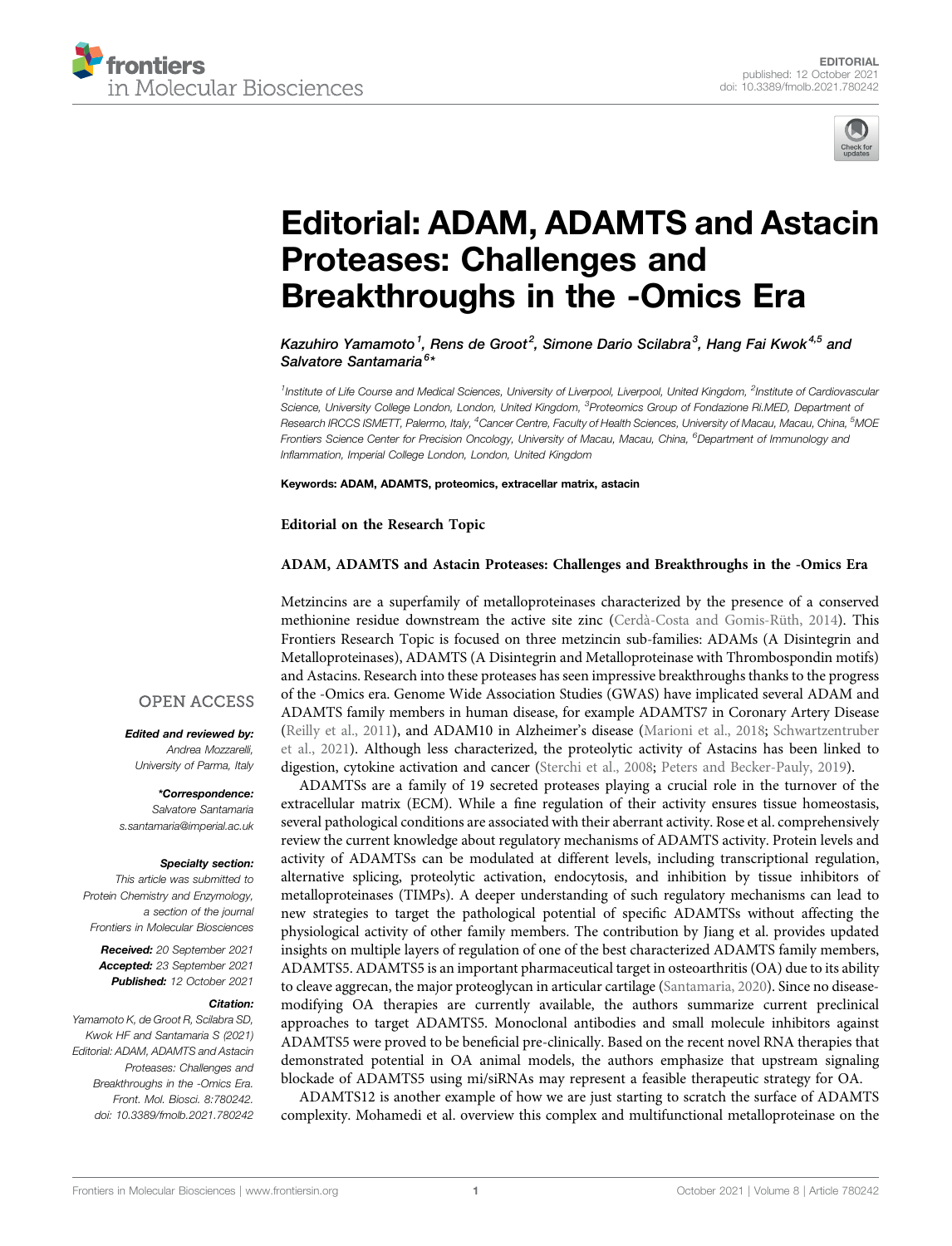EDITORIAL
published: 12 October 2021
doi: 10.3389/fmolb.2021.780242

# Editorial: ADAM, ADAMTS and Astacin Proteases: Challenges and Breakthroughs in the -Omics Era

*Kazuhiro Yamamoto[1], Rens de Groot[2], Simone Dario Scilabra[3], Hang Fai Kwok[4,5] and Salvatore Santamaria[6]\**

[1]Institute of Life Course and Medical Sciences, University of Liverpool, Liverpool, United Kingdom, [2]Institute of Cardiovascular Science, University College London, London, United Kingdom, [3]Proteomics Group of Fondazione Ri.MED, Department of Research IRCCS ISMETT, Palermo, Italy, [4]Cancer Centre, Faculty of Health Sciences, University of Macau, Macau, China, [5]MOE Frontiers Science Center for Precision Oncology, University of Macau, Macau, China, [6]Department of Immunology and Inflammation, Imperial College London, London, United Kingdom

**Keywords: ADAM, ADAMTS, proteomics, extracellular matrix, astacin**

**Editorial on the Research Topic**

**ADAM, ADAMTS and Astacin Proteases: Challenges and Breakthroughs in the -Omics Era**

OPEN ACCESS

***Edited and reviewed by:***
*Andrea Mozzarelli, University of Parma, Italy*

***\*Correspondence:***
*Salvatore Santamaria*
*s.santamaria@imperial.ac.uk*

***Specialty section:***
*This article was submitted to Protein Chemistry and Enzymology, a section of the journal Frontiers in Molecular Biosciences*

***Received:*** *20 September 2021*
***Accepted:*** *23 September 2021*
***Published:*** *12 October 2021*

***Citation:***
*Yamamoto K, de Groot R, Scilabra SD, Kwok HF and Santamaria S (2021) Editorial: ADAM, ADAMTS and Astacin Proteases: Challenges and Breakthroughs in the -Omics Era. Front. Mol. Biosci. 8:780242. doi: 10.3389/fmolb.2021.780242*

Metzincins are a superfamily of metalloproteinases characterized by the presence of a conserved methionine residue downstream the active site zinc (Cerdà-Costa and Gomis-Rüth, 2014). This Frontiers Research Topic is focused on three metzincin sub-families: ADAMs (A Disintegrin and Metalloproteinases), ADAMTS (A Disintegrin and Metalloproteinase with Thrombospondin motifs) and Astacins. Research into these proteases has seen impressive breakthroughs thanks to the progress of the -Omics era. Genome Wide Association Studies (GWAS) have implicated several ADAM and ADAMTS family members in human disease, for example ADAMTS7 in Coronary Artery Disease (Reilly et al., 2011), and ADAM10 in Alzheimer's disease (Marioni et al., 2018; Schwartzentruber et al., 2021). Although less characterized, the proteolytic activity of Astacins has been linked to digestion, cytokine activation and cancer (Sterchi et al., 2008; Peters and Becker-Pauly, 2019).

ADAMTSs are a family of 19 secreted proteases playing a crucial role in the turnover of the extracellular matrix (ECM). While a fine regulation of their activity ensures tissue homeostasis, several pathological conditions are associated with their aberrant activity. Rose et al. comprehensively review the current knowledge about regulatory mechanisms of ADAMTS activity. Protein levels and activity of ADAMTSs can be modulated at different levels, including transcriptional regulation, alternative splicing, proteolytic activation, endocytosis, and inhibition by tissue inhibitors of metalloproteinases (TIMPs). A deeper understanding of such regulatory mechanisms can lead to new strategies to target the pathological potential of specific ADAMTSs without affecting the physiological activity of other family members. The contribution by Jiang et al. provides updated insights on multiple layers of regulation of one of the best characterized ADAMTS family members, ADAMTS5. ADAMTS5 is an important pharmaceutical target in osteoarthritis (OA) due to its ability to cleave aggrecan, the major proteoglycan in articular cartilage (Santamaria, 2020). Since no disease-modifying OA therapies are currently available, the authors summarize current preclinical approaches to target ADAMTS5. Monoclonal antibodies and small molecule inhibitors against ADAMTS5 were proved to be beneficial pre-clinically. Based on the recent novel RNA therapies that demonstrated potential in OA animal models, the authors emphasize that upstream signaling blockade of ADAMTS5 using mi/siRNAs may represent a feasible therapeutic strategy for OA.

ADAMTS12 is another example of how we are just starting to scratch the surface of ADAMTS complexity. Mohamedi et al. overview this complex and multifunctional metalloproteinase on the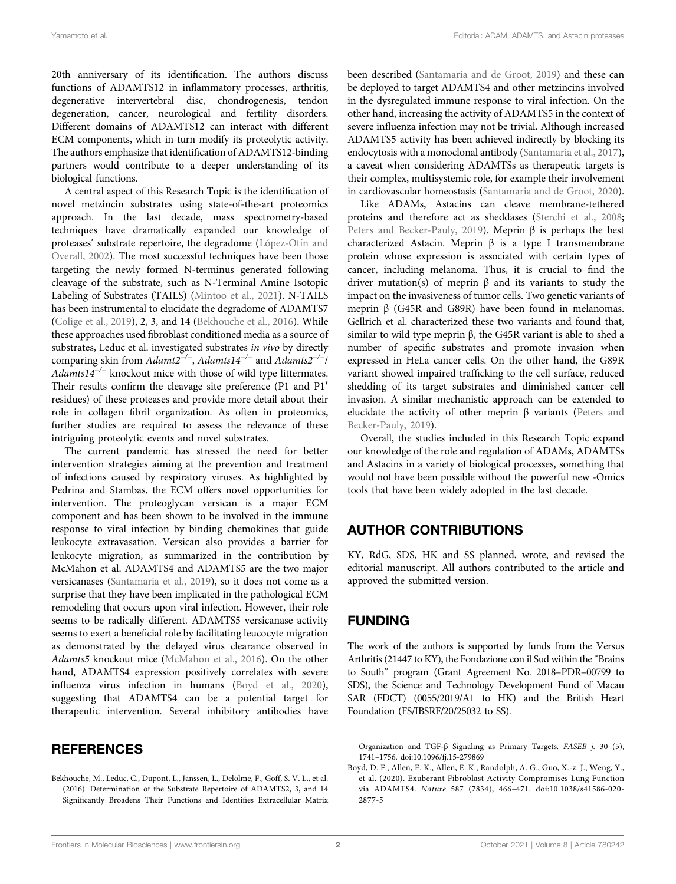20th anniversary of its identification. The authors discuss functions of ADAMTS12 in inflammatory processes, arthritis, degenerative intervertebral disc, chondrogenesis, tendon degeneration, cancer, neurological and fertility disorders. Different domains of ADAMTS12 can interact with different ECM components, which in turn modify its proteolytic activity. The authors emphasize that identification of ADAMTS12-binding partners would contribute to a deeper understanding of its biological functions.

A central aspect of this Research Topic is the identification of novel metzincin substrates using state-of-the-art proteomics approach. In the last decade, mass spectrometry-based techniques have dramatically expanded our knowledge of proteases' substrate repertoire, the degradome (López-Otín and Overall, 2002). The most successful techniques have been those targeting the newly formed N-terminus generated following cleavage of the substrate, such as N-Terminal Amine Isotopic Labeling of Substrates (TAILS) (Mintoo et al., 2021). N-TAILS has been instrumental to elucidate the degradome of ADAMTS7 (Colige et al., 2019), 2, 3, and 14 (Bekhouche et al., 2016). While these approaches used fibroblast conditioned media as a source of substrates, Leduc et al. investigated substrates *in vivo* by directly comparing skin from *Adamt2*$^{-/-}$, *Adamts14*$^{-/-}$ and *Adamts2*$^{-/-}$/*Adamts14*$^{-/-}$ knockout mice with those of wild type littermates. Their results confirm the cleavage site preference (P1 and P1′ residues) of these proteases and provide more detail about their role in collagen fibril organization. As often in proteomics, further studies are required to assess the relevance of these intriguing proteolytic events and novel substrates.

The current pandemic has stressed the need for better intervention strategies aiming at the prevention and treatment of infections caused by respiratory viruses. As highlighted by Pedrina and Stambas, the ECM offers novel opportunities for intervention. The proteoglycan versican is a major ECM component and has been shown to be involved in the immune response to viral infection by binding chemokines that guide leukocyte extravasation. Versican also provides a barrier for leukocyte migration, as summarized in the contribution by McMahon et al. ADAMTS4 and ADAMTS5 are the two major versicanases (Santamaria et al., 2019), so it does not come as a surprise that they have been implicated in the pathological ECM remodeling that occurs upon viral infection. However, their role seems to be radically different. ADAMTS5 versicanase activity seems to exert a beneficial role by facilitating leucocyte migration as demonstrated by the delayed virus clearance observed in *Adamts5* knockout mice (McMahon et al., 2016). On the other hand, ADAMTS4 expression positively correlates with severe influenza virus infection in humans (Boyd et al., 2020), suggesting that ADAMTS4 can be a potential target for therapeutic intervention. Several inhibitory antibodies have been described (Santamaria and de Groot, 2019) and these can be deployed to target ADAMTS4 and other metzincins involved in the dysregulated immune response to viral infection. On the other hand, increasing the activity of ADAMTS5 in the context of severe influenza infection may not be trivial. Although increased ADAMTS5 activity has been achieved indirectly by blocking its endocytosis with a monoclonal antibody (Santamaria et al., 2017), a caveat when considering ADAMTSs as therapeutic targets is their complex, multisystemic role, for example their involvement in cardiovascular homeostasis (Santamaria and de Groot, 2020).

Like ADAMs, Astacins can cleave membrane-tethered proteins and therefore act as sheddases (Sterchi et al., 2008; Peters and Becker-Pauly, 2019). Meprin β is perhaps the best characterized Astacin. Meprin β is a type I transmembrane protein whose expression is associated with certain types of cancer, including melanoma. Thus, it is crucial to find the driver mutation(s) of meprin β and its variants to study the impact on the invasiveness of tumor cells. Two genetic variants of meprin β (G45R and G89R) have been found in melanomas. Gellrich et al. characterized these two variants and found that, similar to wild type meprin β, the G45R variant is able to shed a number of specific substrates and promote invasion when expressed in HeLa cancer cells. On the other hand, the G89R variant showed impaired trafficking to the cell surface, reduced shedding of its target substrates and diminished cancer cell invasion. A similar mechanistic approach can be extended to elucidate the activity of other meprin β variants (Peters and Becker-Pauly, 2019).

Overall, the studies included in this Research Topic expand our knowledge of the role and regulation of ADAMs, ADAMTSs and Astacins in a variety of biological processes, something that would not have been possible without the powerful new -Omics tools that have been widely adopted in the last decade.

## AUTHOR CONTRIBUTIONS

KY, RdG, SDS, HK and SS planned, wrote, and revised the editorial manuscript. All authors contributed to the article and approved the submitted version.

## FUNDING

The work of the authors is supported by funds from the Versus Arthritis (21447 to KY), the Fondazione con il Sud within the "Brains to South" program (Grant Agreement No. 2018–PDR–00799 to SDS), the Science and Technology Development Fund of Macau SAR (FDCT) (0055/2019/A1 to HK) and the British Heart Foundation (FS/IBSRF/20/25032 to SS).

## REFERENCES

Bekhouche, M., Leduc, C., Dupont, L., Janssen, L., Delolme, F., Goff, S. V. L., et al. (2016). Determination of the Substrate Repertoire of ADAMTS2, 3, and 14 Significantly Broadens Their Functions and Identifies Extracellular Matrix Organization and TGF-β Signaling as Primary Targets. *FASEB j.* 30 (5), 1741–1756. doi:10.1096/fj.15-279869

Boyd, D. F., Allen, E. K., Allen, E. K., Randolph, A. G., Guo, X.-z. J., Weng, Y., et al. (2020). Exuberant Fibroblast Activity Compromises Lung Function via ADAMTS4. *Nature* 587 (7834), 466–471. doi:10.1038/s41586-020-2877-5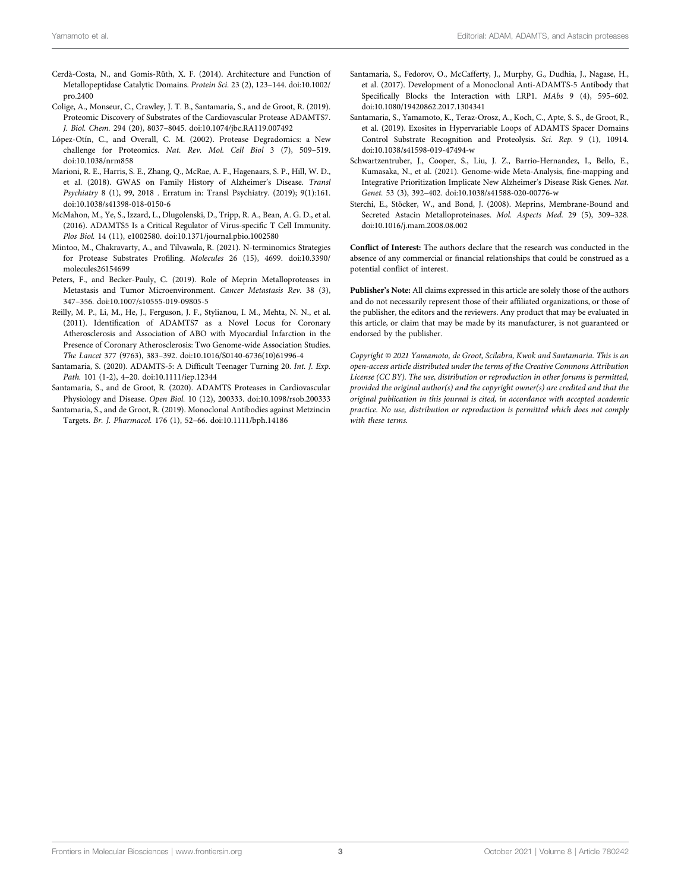Cerdà-Costa, N., and Gomis-Rüth, X. F. (2014). Architecture and Function of Metallopeptidase Catalytic Domains. *Protein Sci.* 23 (2), 123–144. doi:10.1002/pro.2400

Colige, A., Monseur, C., Crawley, J. T. B., Santamaria, S., and de Groot, R. (2019). Proteomic Discovery of Substrates of the Cardiovascular Protease ADAMTS7. *J. Biol. Chem.* 294 (20), 8037–8045. doi:10.1074/jbc.RA119.007492

López-Otín, C., and Overall, C. M. (2002). Protease Degradomics: a New challenge for Proteomics. *Nat. Rev. Mol. Cell Biol* 3 (7), 509–519. doi:10.1038/nrm858

Marioni, R. E., Harris, S. E., Zhang, Q., McRae, A. F., Hagenaars, S. P., Hill, W. D., et al. (2018). GWAS on Family History of Alzheimer's Disease. *Transl Psychiatry* 8 (1), 99, 2018 . Erratum in: Transl Psychiatry. (2019); 9(1):161. doi:10.1038/s41398-018-0150-6

McMahon, M., Ye, S., Izzard, L., Dlugolenski, D., Tripp, R. A., Bean, A. G. D., et al. (2016). ADAMTS5 Is a Critical Regulator of Virus-specific T Cell Immunity. *Plos Biol.* 14 (11), e1002580. doi:10.1371/journal.pbio.1002580

Mintoo, M., Chakravarty, A., and Tilvawala, R. (2021). N-terminomics Strategies for Protease Substrates Profiling. *Molecules* 26 (15), 4699. doi:10.3390/molecules26154699

Peters, F., and Becker-Pauly, C. (2019). Role of Meprin Metalloproteases in Metastasis and Tumor Microenvironment. *Cancer Metastasis Rev.* 38 (3), 347–356. doi:10.1007/s10555-019-09805-5

Reilly, M. P., Li, M., He, J., Ferguson, J. F., Stylianou, I. M., Mehta, N. N., et al. (2011). Identification of ADAMTS7 as a Novel Locus for Coronary Atherosclerosis and Association of ABO with Myocardial Infarction in the Presence of Coronary Atherosclerosis: Two Genome-wide Association Studies. *The Lancet* 377 (9763), 383–392. doi:10.1016/S0140-6736(10)61996-4

Santamaria, S. (2020). ADAMTS-5: A Difficult Teenager Turning 20. *Int. J. Exp. Path.* 101 (1-2), 4–20. doi:10.1111/iep.12344

Santamaria, S., and de Groot, R. (2020). ADAMTS Proteases in Cardiovascular Physiology and Disease. *Open Biol.* 10 (12), 200333. doi:10.1098/rsob.200333

Santamaria, S., and de Groot, R. (2019). Monoclonal Antibodies against Metzincin Targets. *Br. J. Pharmacol.* 176 (1), 52–66. doi:10.1111/bph.14186

Santamaria, S., Fedorov, O., McCafferty, J., Murphy, G., Dudhia, J., Nagase, H., et al. (2017). Development of a Monoclonal Anti-ADAMTS-5 Antibody that Specifically Blocks the Interaction with LRP1. *MAbs* 9 (4), 595–602. doi:10.1080/19420862.2017.1304341

Santamaria, S., Yamamoto, K., Teraz-Orosz, A., Koch, C., Apte, S. S., de Groot, R., et al. (2019). Exosites in Hypervariable Loops of ADAMTS Spacer Domains Control Substrate Recognition and Proteolysis. *Sci. Rep.* 9 (1), 10914. doi:10.1038/s41598-019-47494-w

Schwartzentruber, J., Cooper, S., Liu, J. Z., Barrio-Hernandez, I., Bello, E., Kumasaka, N., et al. (2021). Genome-wide Meta-Analysis, fine-mapping and Integrative Prioritization Implicate New Alzheimer's Disease Risk Genes. *Nat. Genet.* 53 (3), 392–402. doi:10.1038/s41588-020-00776-w

Sterchi, E., Stöcker, W., and Bond, J. (2008). Meprins, Membrane-Bound and Secreted Astacin Metalloproteinases. *Mol. Aspects Med.* 29 (5), 309–328. doi:10.1016/j.mam.2008.08.002

**Conflict of Interest:** The authors declare that the research was conducted in the absence of any commercial or financial relationships that could be construed as a potential conflict of interest.

**Publisher's Note:** All claims expressed in this article are solely those of the authors and do not necessarily represent those of their affiliated organizations, or those of the publisher, the editors and the reviewers. Any product that may be evaluated in this article, or claim that may be made by its manufacturer, is not guaranteed or endorsed by the publisher.

*Copyright © 2021 Yamamoto, de Groot, Scilabra, Kwok and Santamaria. This is an open-access article distributed under the terms of the Creative Commons Attribution License (CC BY). The use, distribution or reproduction in other forums is permitted, provided the original author(s) and the copyright owner(s) are credited and that the original publication in this journal is cited, in accordance with accepted academic practice. No use, distribution or reproduction is permitted which does not comply with these terms.*